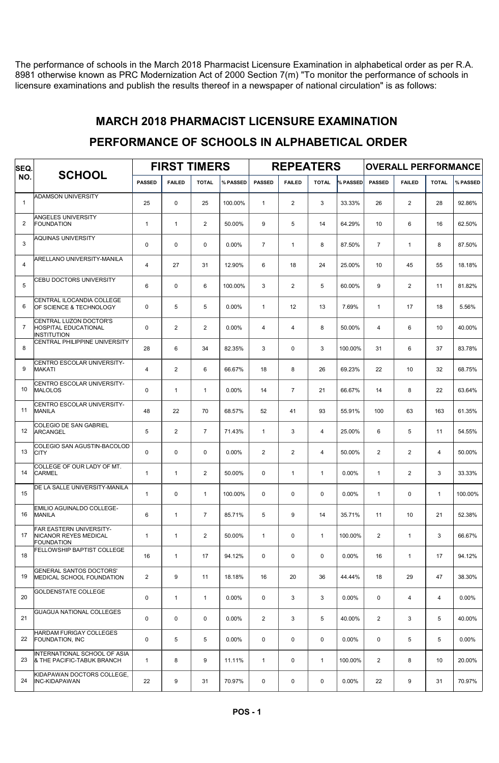The performance of schools in the March 2018 Pharmacist Licensure Examination in alphabetical order as per R.A. 8981 otherwise known as PRC Modernization Act of 2000 Section 7(m) "To monitor the performance of schools in licensure examinations and publish the results thereof in a newspaper of national circulation" is as follows:

## MARCH 2018 PHARMACIST LICENSURE EXAMINATION

## PERFORMANCE OF SCHOOLS IN ALPHABETICAL ORDER

| SEQ. NO. | SCHOOL | FIRST TIMERS | | | | REPEATERS | | | | OVERALL PERFORMANCE | | | |
|---|---|---|---|---|---|---|---|---|---|---|---|---|---|
| | | PASSED | FAILED | TOTAL | % PASSED | PASSED | FAILED | TOTAL | % PASSED | PASSED | FAILED | TOTAL | % PASSED |
| 1 | ADAMSON UNIVERSITY | 25 | 0 | 25 | 100.00% | 1 | 2 | 3 | 33.33% | 26 | 2 | 28 | 92.86% |
| 2 | ANGELES UNIVERSITY FOUNDATION | 1 | 1 | 2 | 50.00% | 9 | 5 | 14 | 64.29% | 10 | 6 | 16 | 62.50% |
| 3 | AQUINAS UNIVERSITY | 0 | 0 | 0 | 0.00% | 7 | 1 | 8 | 87.50% | 7 | 1 | 8 | 87.50% |
| 4 | ARELLANO UNIVERSITY-MANILA | 4 | 27 | 31 | 12.90% | 6 | 18 | 24 | 25.00% | 10 | 45 | 55 | 18.18% |
| 5 | CEBU DOCTORS UNIVERSITY | 6 | 0 | 6 | 100.00% | 3 | 2 | 5 | 60.00% | 9 | 2 | 11 | 81.82% |
| 6 | CENTRAL ILOCANDIA COLLEGE OF SCIENCE & TECHNOLOGY | 0 | 5 | 5 | 0.00% | 1 | 12 | 13 | 7.69% | 1 | 17 | 18 | 5.56% |
| 7 | CENTRAL LUZON DOCTOR'S HOSPITAL EDUCATIONAL INSTITUTION | 0 | 2 | 2 | 0.00% | 4 | 4 | 8 | 50.00% | 4 | 6 | 10 | 40.00% |
| 8 | CENTRAL PHILIPPINE UNIVERSITY | 28 | 6 | 34 | 82.35% | 3 | 0 | 3 | 100.00% | 31 | 6 | 37 | 83.78% |
| 9 | CENTRO ESCOLAR UNIVERSITY-MAKATI | 4 | 2 | 6 | 66.67% | 18 | 8 | 26 | 69.23% | 22 | 10 | 32 | 68.75% |
| 10 | CENTRO ESCOLAR UNIVERSITY-MALOLOS | 0 | 1 | 1 | 0.00% | 14 | 7 | 21 | 66.67% | 14 | 8 | 22 | 63.64% |
| 11 | CENTRO ESCOLAR UNIVERSITY-MANILA | 48 | 22 | 70 | 68.57% | 52 | 41 | 93 | 55.91% | 100 | 63 | 163 | 61.35% |
| 12 | COLEGIO DE SAN GABRIEL ARCANGEL | 5 | 2 | 7 | 71.43% | 1 | 3 | 4 | 25.00% | 6 | 5 | 11 | 54.55% |
| 13 | COLEGIO SAN AGUSTIN-BACOLOD CITY | 0 | 0 | 0 | 0.00% | 2 | 2 | 4 | 50.00% | 2 | 2 | 4 | 50.00% |
| 14 | COLLEGE OF OUR LADY OF MT. CARMEL | 1 | 1 | 2 | 50.00% | 0 | 1 | 1 | 0.00% | 1 | 2 | 3 | 33.33% |
| 15 | DE LA SALLE UNIVERSITY-MANILA | 1 | 0 | 1 | 100.00% | 0 | 0 | 0 | 0.00% | 1 | 0 | 1 | 100.00% |
| 16 | EMILIO AGUINALDO COLLEGE-MANILA | 6 | 1 | 7 | 85.71% | 5 | 9 | 14 | 35.71% | 11 | 10 | 21 | 52.38% |
| 17 | FAR EASTERN UNIVERSITY-NICANOR REYES MEDICAL FOUNDATION | 1 | 1 | 2 | 50.00% | 1 | 0 | 1 | 100.00% | 2 | 1 | 3 | 66.67% |
| 18 | FELLOWSHIP BAPTIST COLLEGE | 16 | 1 | 17 | 94.12% | 0 | 0 | 0 | 0.00% | 16 | 1 | 17 | 94.12% |
| 19 | GENERAL SANTOS DOCTORS' MEDICAL SCHOOL FOUNDATION | 2 | 9 | 11 | 18.18% | 16 | 20 | 36 | 44.44% | 18 | 29 | 47 | 38.30% |
| 20 | GOLDENSTATE COLLEGE | 0 | 1 | 1 | 0.00% | 0 | 3 | 3 | 0.00% | 0 | 4 | 4 | 0.00% |
| 21 | GUAGUA NATIONAL COLLEGES | 0 | 0 | 0 | 0.00% | 2 | 3 | 5 | 40.00% | 2 | 3 | 5 | 40.00% |
| 22 | HARDAM FURIGAY COLLEGES FOUNDATION, INC | 0 | 5 | 5 | 0.00% | 0 | 0 | 0 | 0.00% | 0 | 5 | 5 | 0.00% |
| 23 | INTERNATIONAL SCHOOL OF ASIA & THE PACIFIC-TABUK BRANCH | 1 | 8 | 9 | 11.11% | 1 | 0 | 1 | 100.00% | 2 | 8 | 10 | 20.00% |
| 24 | KIDAPAWAN DOCTORS COLLEGE, INC-KIDAPAWAN | 22 | 9 | 31 | 70.97% | 0 | 0 | 0 | 0.00% | 22 | 9 | 31 | 70.97% |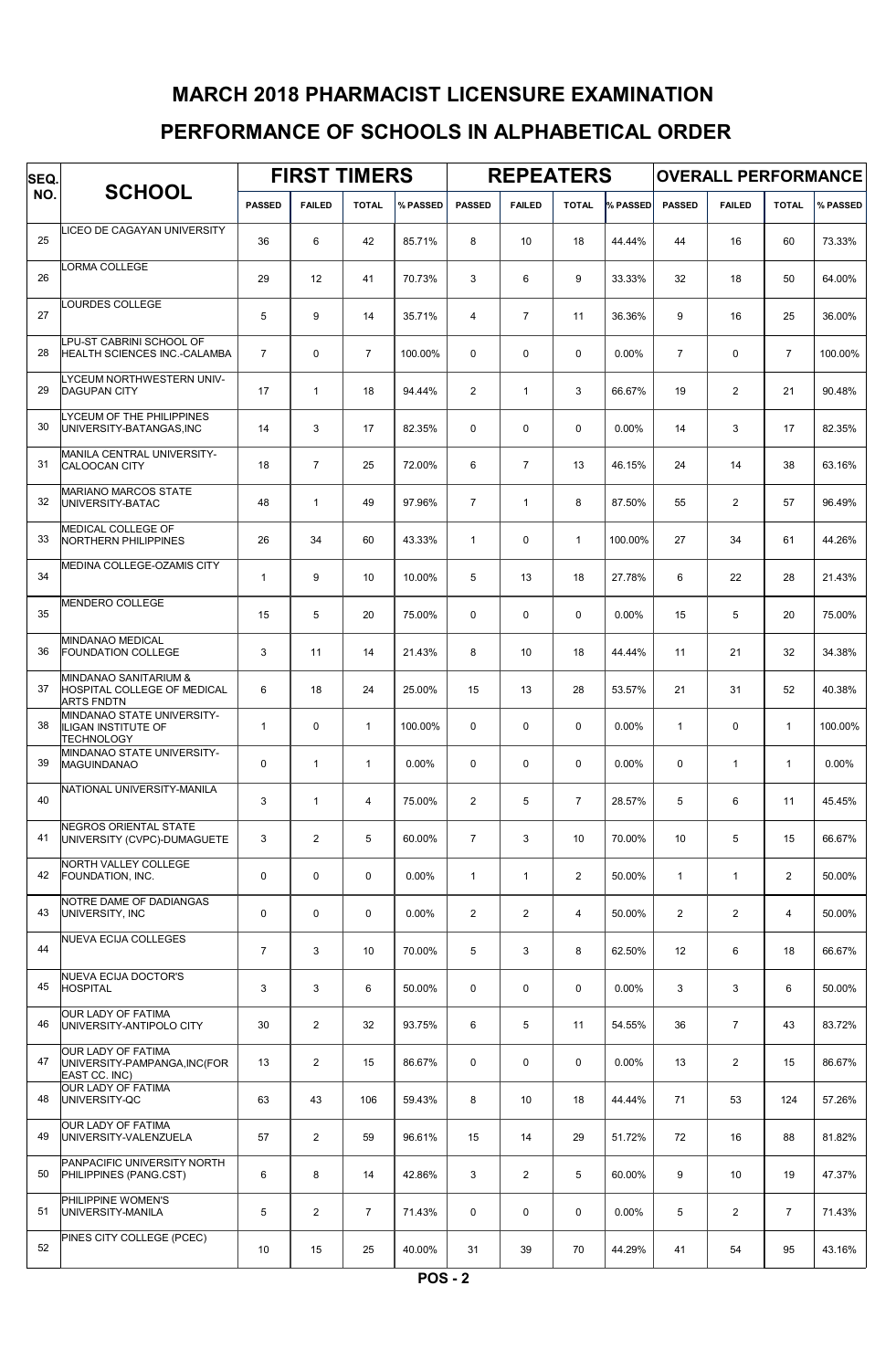# MARCH 2018 PHARMACIST LICENSURE EXAMINATION

## PERFORMANCE OF SCHOOLS IN ALPHABETICAL ORDER

| SEQ. NO. | SCHOOL | FIRST TIMERS | | | | REPEATERS | | | | OVERALL PERFORMANCE | | | |
|---|---|---|---|---|---|---|---|---|---|---|---|---|---|
| | | PASSED | FAILED | TOTAL | % PASSED | PASSED | FAILED | TOTAL | % PASSED | PASSED | FAILED | TOTAL | % PASSED |
| 25 | LICEO DE CAGAYAN UNIVERSITY | 36 | 6 | 42 | 85.71% | 8 | 10 | 18 | 44.44% | 44 | 16 | 60 | 73.33% |
| 26 | LORMA COLLEGE | 29 | 12 | 41 | 70.73% | 3 | 6 | 9 | 33.33% | 32 | 18 | 50 | 64.00% |
| 27 | LOURDES COLLEGE | 5 | 9 | 14 | 35.71% | 4 | 7 | 11 | 36.36% | 9 | 16 | 25 | 36.00% |
| 28 | LPU-ST CABRINI SCHOOL OF HEALTH SCIENCES INC.-CALAMBA | 7 | 0 | 7 | 100.00% | 0 | 0 | 0 | 0.00% | 7 | 0 | 7 | 100.00% |
| 29 | LYCEUM NORTHWESTERN UNIV-DAGUPAN CITY | 17 | 1 | 18 | 94.44% | 2 | 1 | 3 | 66.67% | 19 | 2 | 21 | 90.48% |
| 30 | LYCEUM OF THE PHILIPPINES UNIVERSITY-BATANGAS,INC | 14 | 3 | 17 | 82.35% | 0 | 0 | 0 | 0.00% | 14 | 3 | 17 | 82.35% |
| 31 | MANILA CENTRAL UNIVERSITY-CALOOCAN CITY | 18 | 7 | 25 | 72.00% | 6 | 7 | 13 | 46.15% | 24 | 14 | 38 | 63.16% |
| 32 | MARIANO MARCOS STATE UNIVERSITY-BATAC | 48 | 1 | 49 | 97.96% | 7 | 1 | 8 | 87.50% | 55 | 2 | 57 | 96.49% |
| 33 | MEDICAL COLLEGE OF NORTHERN PHILIPPINES | 26 | 34 | 60 | 43.33% | 1 | 0 | 1 | 100.00% | 27 | 34 | 61 | 44.26% |
| 34 | MEDINA COLLEGE-OZAMIS CITY | 1 | 9 | 10 | 10.00% | 5 | 13 | 18 | 27.78% | 6 | 22 | 28 | 21.43% |
| 35 | MENDERO COLLEGE | 15 | 5 | 20 | 75.00% | 0 | 0 | 0 | 0.00% | 15 | 5 | 20 | 75.00% |
| 36 | MINDANAO MEDICAL FOUNDATION COLLEGE | 3 | 11 | 14 | 21.43% | 8 | 10 | 18 | 44.44% | 11 | 21 | 32 | 34.38% |
| 37 | MINDANAO SANITARIUM & HOSPITAL COLLEGE OF MEDICAL ARTS FNDTN | 6 | 18 | 24 | 25.00% | 15 | 13 | 28 | 53.57% | 21 | 31 | 52 | 40.38% |
| 38 | MINDANAO STATE UNIVERSITY-ILIGAN INSTITUTE OF TECHNOLOGY | 1 | 0 | 1 | 100.00% | 0 | 0 | 0 | 0.00% | 1 | 0 | 1 | 100.00% |
| 39 | MINDANAO STATE UNIVERSITY-MAGUINDANAO | 0 | 1 | 1 | 0.00% | 0 | 0 | 0 | 0.00% | 0 | 1 | 1 | 0.00% |
| 40 | NATIONAL UNIVERSITY-MANILA | 3 | 1 | 4 | 75.00% | 2 | 5 | 7 | 28.57% | 5 | 6 | 11 | 45.45% |
| 41 | NEGROS ORIENTAL STATE UNIVERSITY (CVPC)-DUMAGUETE | 3 | 2 | 5 | 60.00% | 7 | 3 | 10 | 70.00% | 10 | 5 | 15 | 66.67% |
| 42 | NORTH VALLEY COLLEGE FOUNDATION, INC. | 0 | 0 | 0 | 0.00% | 1 | 1 | 2 | 50.00% | 1 | 1 | 2 | 50.00% |
| 43 | NOTRE DAME OF DADIANGAS UNIVERSITY, INC | 0 | 0 | 0 | 0.00% | 2 | 2 | 4 | 50.00% | 2 | 2 | 4 | 50.00% |
| 44 | NUEVA ECIJA COLLEGES | 7 | 3 | 10 | 70.00% | 5 | 3 | 8 | 62.50% | 12 | 6 | 18 | 66.67% |
| 45 | NUEVA ECIJA DOCTOR'S HOSPITAL | 3 | 3 | 6 | 50.00% | 0 | 0 | 0 | 0.00% | 3 | 3 | 6 | 50.00% |
| 46 | OUR LADY OF FATIMA UNIVERSITY-ANTIPOLO CITY | 30 | 2 | 32 | 93.75% | 6 | 5 | 11 | 54.55% | 36 | 7 | 43 | 83.72% |
| 47 | OUR LADY OF FATIMA UNIVERSITY-PAMPANGA,INC(FOR EAST CC. INC) | 13 | 2 | 15 | 86.67% | 0 | 0 | 0 | 0.00% | 13 | 2 | 15 | 86.67% |
| 48 | OUR LADY OF FATIMA UNIVERSITY-QC | 63 | 43 | 106 | 59.43% | 8 | 10 | 18 | 44.44% | 71 | 53 | 124 | 57.26% |
| 49 | OUR LADY OF FATIMA UNIVERSITY-VALENZUELA | 57 | 2 | 59 | 96.61% | 15 | 14 | 29 | 51.72% | 72 | 16 | 88 | 81.82% |
| 50 | PANPACIFIC UNIVERSITY NORTH PHILIPPINES (PANG.CST) | 6 | 8 | 14 | 42.86% | 3 | 2 | 5 | 60.00% | 9 | 10 | 19 | 47.37% |
| 51 | PHILIPPINE WOMEN'S UNIVERSITY-MANILA | 5 | 2 | 7 | 71.43% | 0 | 0 | 0 | 0.00% | 5 | 2 | 7 | 71.43% |
| 52 | PINES CITY COLLEGE (PCEC) | 10 | 15 | 25 | 40.00% | 31 | 39 | 70 | 44.29% | 41 | 54 | 95 | 43.16% |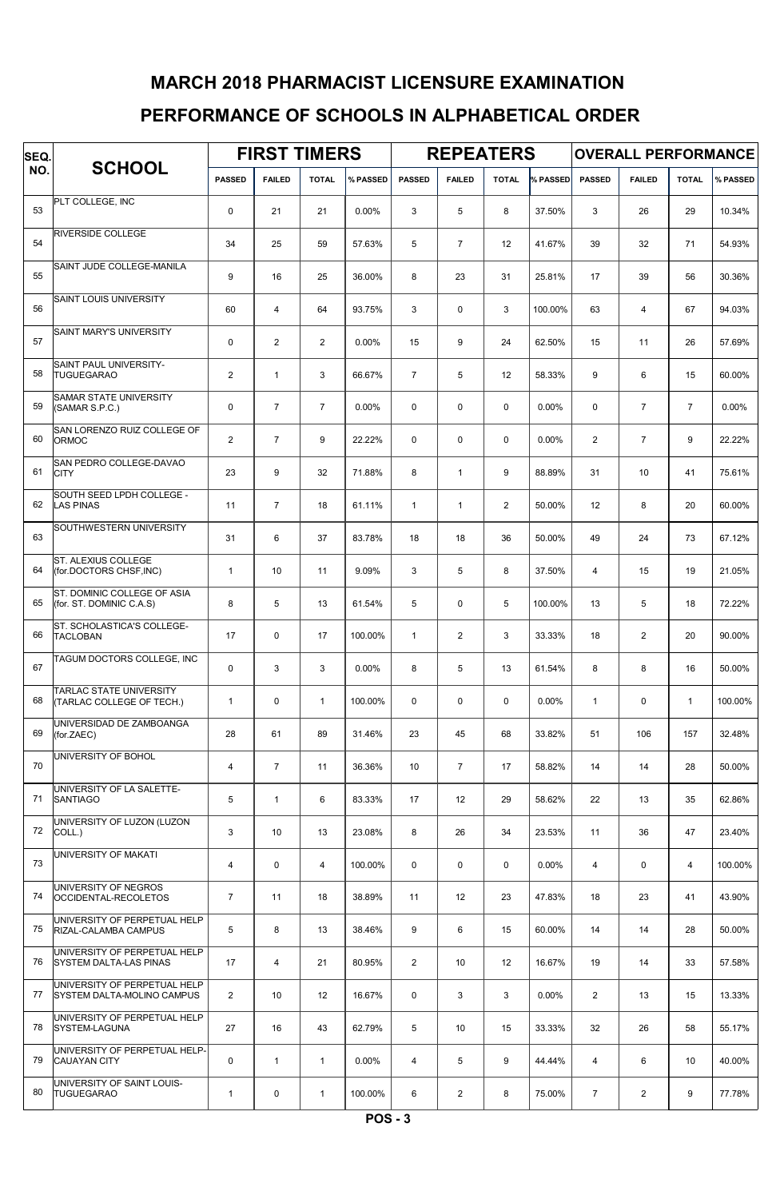# MARCH 2018 PHARMACIST LICENSURE EXAMINATION

## PERFORMANCE OF SCHOOLS IN ALPHABETICAL ORDER

| SEQ. NO. | SCHOOL | FIRST TIMERS | | | | REPEATERS | | | | OVERALL PERFORMANCE | | | |
|---|---|---|---|---|---|---|---|---|---|---|---|---|---|
| | | PASSED | FAILED | TOTAL | % PASSED | PASSED | FAILED | TOTAL | % PASSED | PASSED | FAILED | TOTAL | % PASSED |
| 53 | PLT COLLEGE, INC | 0 | 21 | 21 | 0.00% | 3 | 5 | 8 | 37.50% | 3 | 26 | 29 | 10.34% |
| 54 | RIVERSIDE COLLEGE | 34 | 25 | 59 | 57.63% | 5 | 7 | 12 | 41.67% | 39 | 32 | 71 | 54.93% |
| 55 | SAINT JUDE COLLEGE-MANILA | 9 | 16 | 25 | 36.00% | 8 | 23 | 31 | 25.81% | 17 | 39 | 56 | 30.36% |
| 56 | SAINT LOUIS UNIVERSITY | 60 | 4 | 64 | 93.75% | 3 | 0 | 3 | 100.00% | 63 | 4 | 67 | 94.03% |
| 57 | SAINT MARY'S UNIVERSITY | 0 | 2 | 2 | 0.00% | 15 | 9 | 24 | 62.50% | 15 | 11 | 26 | 57.69% |
| 58 | SAINT PAUL UNIVERSITY-TUGUEGARAO | 2 | 1 | 3 | 66.67% | 7 | 5 | 12 | 58.33% | 9 | 6 | 15 | 60.00% |
| 59 | SAMAR STATE UNIVERSITY (SAMAR S.P.C.) | 0 | 7 | 7 | 0.00% | 0 | 0 | 0 | 0.00% | 0 | 7 | 7 | 0.00% |
| 60 | SAN LORENZO RUIZ COLLEGE OF ORMOC | 2 | 7 | 9 | 22.22% | 0 | 0 | 0 | 0.00% | 2 | 7 | 9 | 22.22% |
| 61 | SAN PEDRO COLLEGE-DAVAO CITY | 23 | 9 | 32 | 71.88% | 8 | 1 | 9 | 88.89% | 31 | 10 | 41 | 75.61% |
| 62 | SOUTH SEED LPDH COLLEGE - LAS PINAS | 11 | 7 | 18 | 61.11% | 1 | 1 | 2 | 50.00% | 12 | 8 | 20 | 60.00% |
| 63 | SOUTHWESTERN UNIVERSITY | 31 | 6 | 37 | 83.78% | 18 | 18 | 36 | 50.00% | 49 | 24 | 73 | 67.12% |
| 64 | ST. ALEXIUS COLLEGE (for.DOCTORS CHSF,INC) | 1 | 10 | 11 | 9.09% | 3 | 5 | 8 | 37.50% | 4 | 15 | 19 | 21.05% |
| 65 | ST. DOMINIC COLLEGE OF ASIA (for. ST. DOMINIC C.A.S) | 8 | 5 | 13 | 61.54% | 5 | 0 | 5 | 100.00% | 13 | 5 | 18 | 72.22% |
| 66 | ST. SCHOLASTICA'S COLLEGE-TACLOBAN | 17 | 0 | 17 | 100.00% | 1 | 2 | 3 | 33.33% | 18 | 2 | 20 | 90.00% |
| 67 | TAGUM DOCTORS COLLEGE, INC | 0 | 3 | 3 | 0.00% | 8 | 5 | 13 | 61.54% | 8 | 8 | 16 | 50.00% |
| 68 | TARLAC STATE UNIVERSITY (TARLAC COLLEGE OF TECH.) | 1 | 0 | 1 | 100.00% | 0 | 0 | 0 | 0.00% | 1 | 0 | 1 | 100.00% |
| 69 | UNIVERSIDAD DE ZAMBOANGA (for.ZAEC) | 28 | 61 | 89 | 31.46% | 23 | 45 | 68 | 33.82% | 51 | 106 | 157 | 32.48% |
| 70 | UNIVERSITY OF BOHOL | 4 | 7 | 11 | 36.36% | 10 | 7 | 17 | 58.82% | 14 | 14 | 28 | 50.00% |
| 71 | UNIVERSITY OF LA SALETTE-SANTIAGO | 5 | 1 | 6 | 83.33% | 17 | 12 | 29 | 58.62% | 22 | 13 | 35 | 62.86% |
| 72 | UNIVERSITY OF LUZON (LUZON COLL.) | 3 | 10 | 13 | 23.08% | 8 | 26 | 34 | 23.53% | 11 | 36 | 47 | 23.40% |
| 73 | UNIVERSITY OF MAKATI | 4 | 0 | 4 | 100.00% | 0 | 0 | 0 | 0.00% | 4 | 0 | 4 | 100.00% |
| 74 | UNIVERSITY OF NEGROS OCCIDENTAL-RECOLETOS | 7 | 11 | 18 | 38.89% | 11 | 12 | 23 | 47.83% | 18 | 23 | 41 | 43.90% |
| 75 | UNIVERSITY OF PERPETUAL HELP RIZAL-CALAMBA CAMPUS | 5 | 8 | 13 | 38.46% | 9 | 6 | 15 | 60.00% | 14 | 14 | 28 | 50.00% |
| 76 | UNIVERSITY OF PERPETUAL HELP SYSTEM DALTA-LAS PINAS | 17 | 4 | 21 | 80.95% | 2 | 10 | 12 | 16.67% | 19 | 14 | 33 | 57.58% |
| 77 | UNIVERSITY OF PERPETUAL HELP SYSTEM DALTA-MOLINO CAMPUS | 2 | 10 | 12 | 16.67% | 0 | 3 | 3 | 0.00% | 2 | 13 | 15 | 13.33% |
| 78 | UNIVERSITY OF PERPETUAL HELP SYSTEM-LAGUNA | 27 | 16 | 43 | 62.79% | 5 | 10 | 15 | 33.33% | 32 | 26 | 58 | 55.17% |
| 79 | UNIVERSITY OF PERPETUAL HELP-CAUAYAN CITY | 0 | 1 | 1 | 0.00% | 4 | 5 | 9 | 44.44% | 4 | 6 | 10 | 40.00% |
| 80 | UNIVERSITY OF SAINT LOUIS-TUGUEGARAO | 1 | 0 | 1 | 100.00% | 6 | 2 | 8 | 75.00% | 7 | 2 | 9 | 77.78% |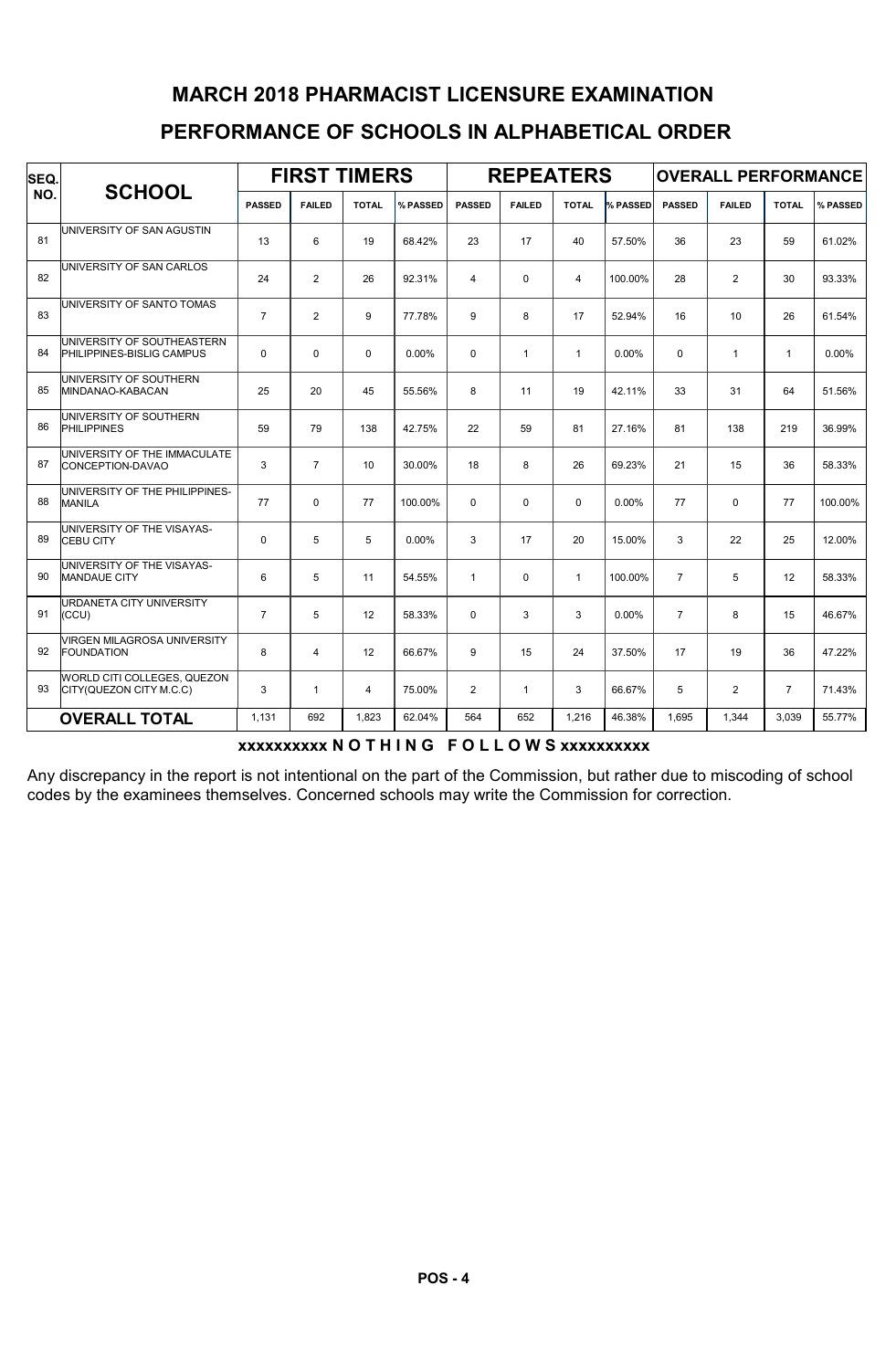# MARCH 2018 PHARMACIST LICENSURE EXAMINATION

## PERFORMANCE OF SCHOOLS IN ALPHABETICAL ORDER

| SEQ. NO. | SCHOOL | FIRST TIMERS | | | | REPEATERS | | | | OVERALL PERFORMANCE | | | |
|---|---|---|---|---|---|---|---|---|---|---|---|---|---|
| | | PASSED | FAILED | TOTAL | % PASSED | PASSED | FAILED | TOTAL | % PASSED | PASSED | FAILED | TOTAL | % PASSED |
| 81 | UNIVERSITY OF SAN AGUSTIN | 13 | 6 | 19 | 68.42% | 23 | 17 | 40 | 57.50% | 36 | 23 | 59 | 61.02% |
| 82 | UNIVERSITY OF SAN CARLOS | 24 | 2 | 26 | 92.31% | 4 | 0 | 4 | 100.00% | 28 | 2 | 30 | 93.33% |
| 83 | UNIVERSITY OF SANTO TOMAS | 7 | 2 | 9 | 77.78% | 9 | 8 | 17 | 52.94% | 16 | 10 | 26 | 61.54% |
| 84 | UNIVERSITY OF SOUTHEASTERN PHILIPPINES-BISLIG CAMPUS | 0 | 0 | 0 | 0.00% | 0 | 1 | 1 | 0.00% | 0 | 1 | 1 | 0.00% |
| 85 | UNIVERSITY OF SOUTHERN MINDANAO-KABACAN | 25 | 20 | 45 | 55.56% | 8 | 11 | 19 | 42.11% | 33 | 31 | 64 | 51.56% |
| 86 | UNIVERSITY OF SOUTHERN PHILIPPINES | 59 | 79 | 138 | 42.75% | 22 | 59 | 81 | 27.16% | 81 | 138 | 219 | 36.99% |
| 87 | UNIVERSITY OF THE IMMACULATE CONCEPTION-DAVAO | 3 | 7 | 10 | 30.00% | 18 | 8 | 26 | 69.23% | 21 | 15 | 36 | 58.33% |
| 88 | UNIVERSITY OF THE PHILIPPINES-MANILA | 77 | 0 | 77 | 100.00% | 0 | 0 | 0 | 0.00% | 77 | 0 | 77 | 100.00% |
| 89 | UNIVERSITY OF THE VISAYAS-CEBU CITY | 0 | 5 | 5 | 0.00% | 3 | 17 | 20 | 15.00% | 3 | 22 | 25 | 12.00% |
| 90 | UNIVERSITY OF THE VISAYAS-MANDAUE CITY | 6 | 5 | 11 | 54.55% | 1 | 0 | 1 | 100.00% | 7 | 5 | 12 | 58.33% |
| 91 | URDANETA CITY UNIVERSITY (CCU) | 7 | 5 | 12 | 58.33% | 0 | 3 | 3 | 0.00% | 7 | 8 | 15 | 46.67% |
| 92 | VIRGEN MILAGROSA UNIVERSITY FOUNDATION | 8 | 4 | 12 | 66.67% | 9 | 15 | 24 | 37.50% | 17 | 19 | 36 | 47.22% |
| 93 | WORLD CITI COLLEGES, QUEZON CITY(QUEZON CITY M.C.C) | 3 | 1 | 4 | 75.00% | 2 | 1 | 3 | 66.67% | 5 | 2 | 7 | 71.43% |
| | **OVERALL TOTAL** | 1,131 | 692 | 1,823 | 62.04% | 564 | 652 | 1,216 | 46.38% | 1,695 | 1,344 | 3,039 | 55.77% |

**xxxxxxxxxx N O T H I N G F O L L O W S xxxxxxxxxx**

Any discrepancy in the report is not intentional on the part of the Commission, but rather due to miscoding of school codes by the examinees themselves. Concerned schools may write the Commission for correction.